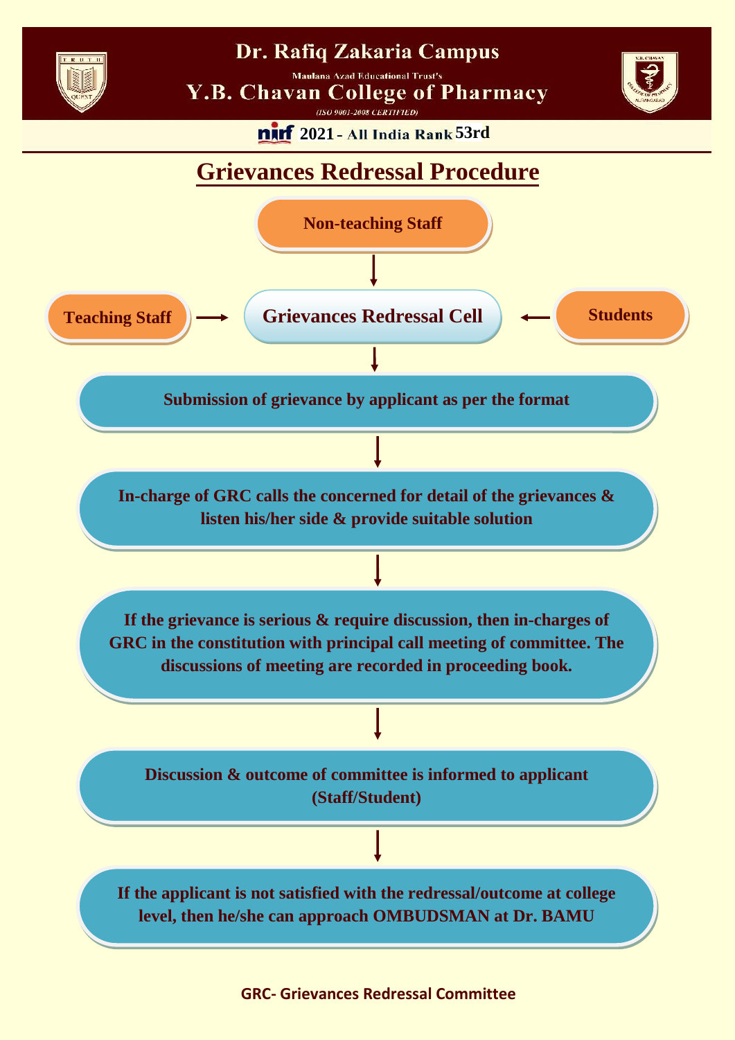# Dr. Rafiq Zakaria Campus

Maulana Azad Educational Trust's

## Y.B. Chavan College of Pharmacy

*(ISO 9001-2008 CERTIFIED)*

**nirf 2021 - All India Rank 53rd**

## Grievances Redressal Procedure

**Non-teaching Staff**

↓

**Teaching Staff** → **Grievances Redressal Cell** ← **Students**

↓

**Submission of grievance by applicant as per the format**

↓

**In-charge of GRC calls the concerned for detail of the grievances & listen his/her side & provide suitable solution**

↓

**If the grievance is serious & require discussion, then in-charges of GRC in the constitution with principal call meeting of committee. The discussions of meeting are recorded in proceeding book.**

↓

**Discussion & outcome of committee is informed to applicant (Staff/Student)**

↓

**If the applicant is not satisfied with the redressal/outcome at college level, then he/she can approach OMBUDSMAN at Dr. BAMU**

**GRC- Grievances Redressal Committee**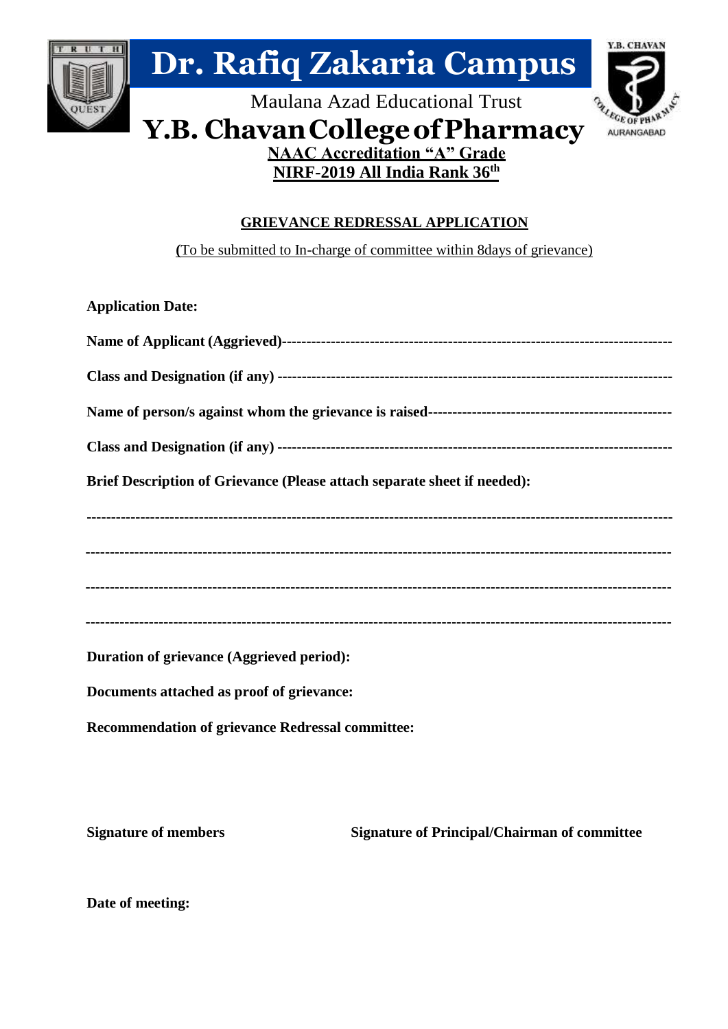# Dr. Rafiq Zakaria Campus

Maulana Azad Educational Trust

## Y.B. Chavan College of Pharmacy

**NAAC Accreditation "A" Grade**

**NIRF-2019 All India Rank 36th**

### GRIEVANCE REDRESSAL APPLICATION

(To be submitted to In-charge of committee within 8days of grievance)

**Application Date:**

**Name of Applicant (Aggrieved)**-----------------------------------------------------------------------------

**Class and Designation (if any)** -----------------------------------------------------------------------------

**Name of person/s against whom the grievance is raised**-----------------------------------------------

**Class and Designation (if any)** -----------------------------------------------------------------------------

**Brief Description of Grievance (Please attach separate sheet if needed):**

-------------------------------------------------------------------------------------------------------------------

-------------------------------------------------------------------------------------------------------------------

-------------------------------------------------------------------------------------------------------------------

-------------------------------------------------------------------------------------------------------------------

**Duration of grievance (Aggrieved period):**

**Documents attached as proof of grievance:**

**Recommendation of grievance Redressal committee:**

**Signature of members** **Signature of Principal/Chairman of committee**

**Date of meeting:**